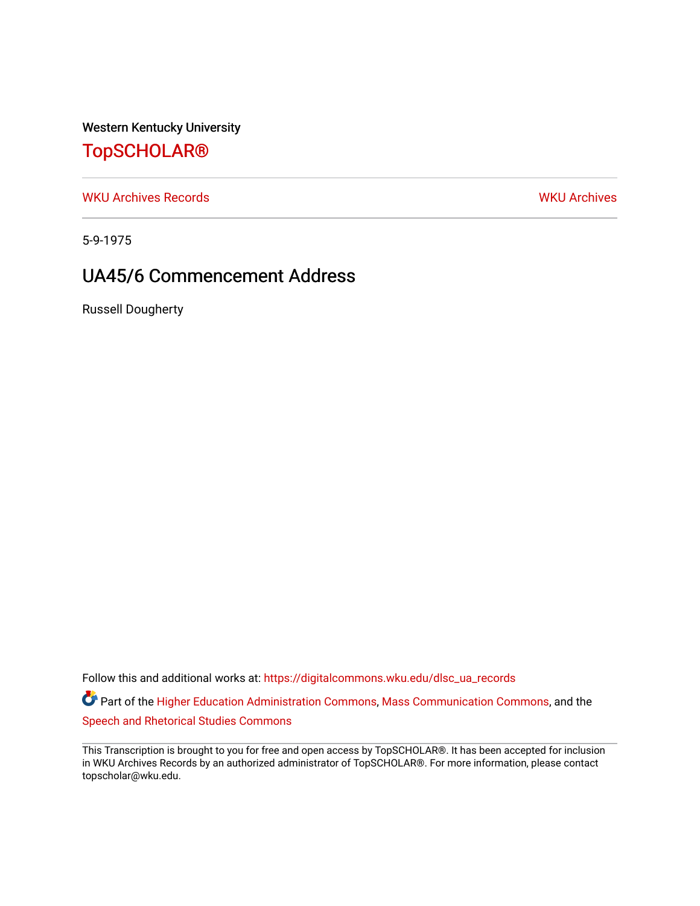Western Kentucky University

# TopSCHOLAR®

WKU Archives Records

WKU Archives

5-9-1975

## UA45/6 Commencement Address

Russell Dougherty

Follow this and additional works at: https://digitalcommons.wku.edu/dlsc_ua_records

Part of the Higher Education Administration Commons, Mass Communication Commons, and the Speech and Rhetorical Studies Commons

This Transcription is brought to you for free and open access by TopSCHOLAR®. It has been accepted for inclusion in WKU Archives Records by an authorized administrator of TopSCHOLAR®. For more information, please contact topscholar@wku.edu.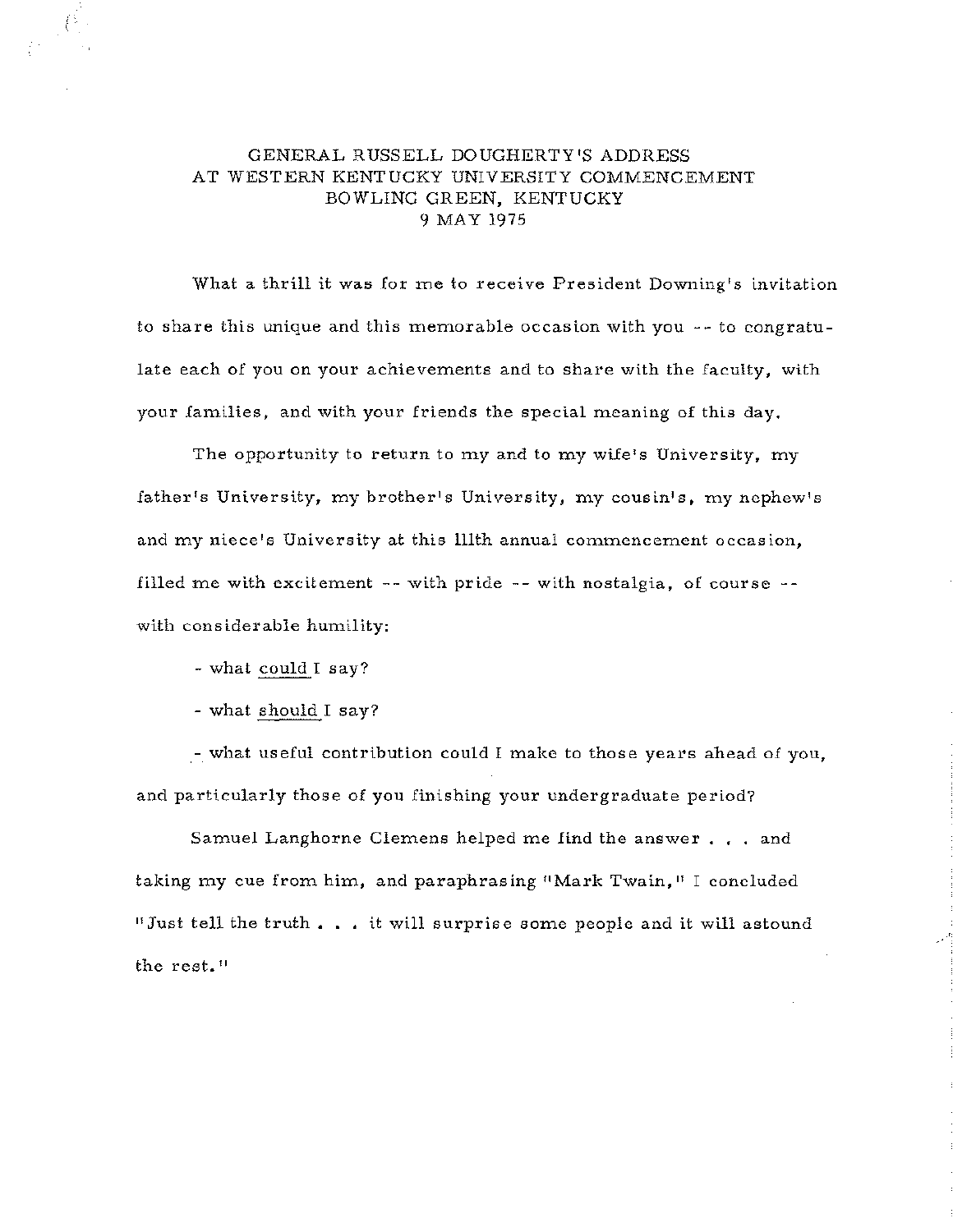# GENERAL RUSSELL DOUGHERTY'S ADDRESS
# AT WESTERN KENTUCKY UNIVERSITY COMMENCEMENT
# BOWLING GREEN, KENTUCKY
# 9 MAY 1975

What a thrill it was for me to receive President Downing's invitation to share this unique and this memorable occasion with you -- to congratulate each of you on your achievements and to share with the faculty, with your families, and with your friends the special meaning of this day.

The opportunity to return to my and to my wife's University, my father's University, my brother's University, my cousin's, my nephew's and my niece's University at this 111th annual commencement occasion, filled me with excitement -- with pride -- with nostalgia, of course -- with considerable humility:

- what could I say?
- what should I say?
- what useful contribution could I make to those years ahead of you, and particularly those of you finishing your undergraduate period?

Samuel Langhorne Clemens helped me find the answer . . . and taking my cue from him, and paraphrasing "Mark Twain," I concluded "Just tell the truth . . . it will surprise some people and it will astound the rest."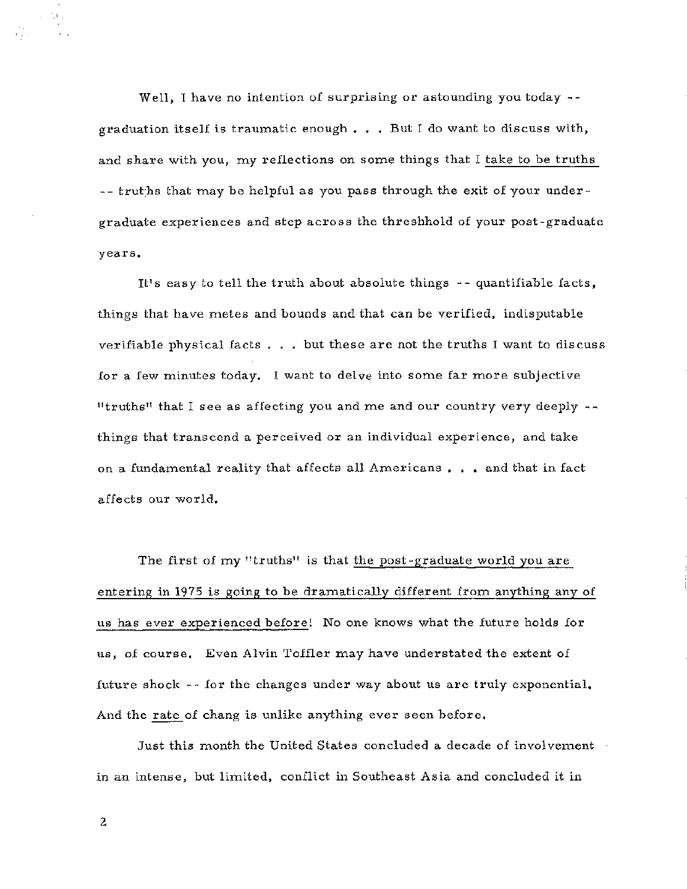Well, I have no intention of surprising or astounding you today -- graduation itself is traumatic enough . . . But I do want to discuss with, and share with you, my reflections on some things that I <u>take to be truths</u> -- truths that may be helpful as you pass through the exit of your undergraduate experiences and step across the threshhold of your post-graduate years.

It's easy to tell the truth about absolute things -- quantifiable facts, things that have metes and bounds and that can be verified, indisputable verifiable physical facts . . . but these are not the truths I want to discuss for a few minutes today. I want to delve into some far more subjective "truths" that I see as affecting you and me and our country very deeply -- things that transcend a perceived or an individual experience, and take on a fundamental reality that affects all Americans . . . and that in fact affects our world.

The first of my "truths" is that <u>the post-graduate world you are entering in 1975 is going to be dramatically different from anything any of us has ever experienced before</u>! No one knows what the future holds for us, of course. Even Alvin Toffler may have understated the extent of future shock -- for the changes under way about us are truly exponential. And the <u>rate</u> of chang is unlike anything ever seen before.

Just this month the United States concluded a decade of involvement in an intense, but limited, conflict in Southeast Asia and concluded it in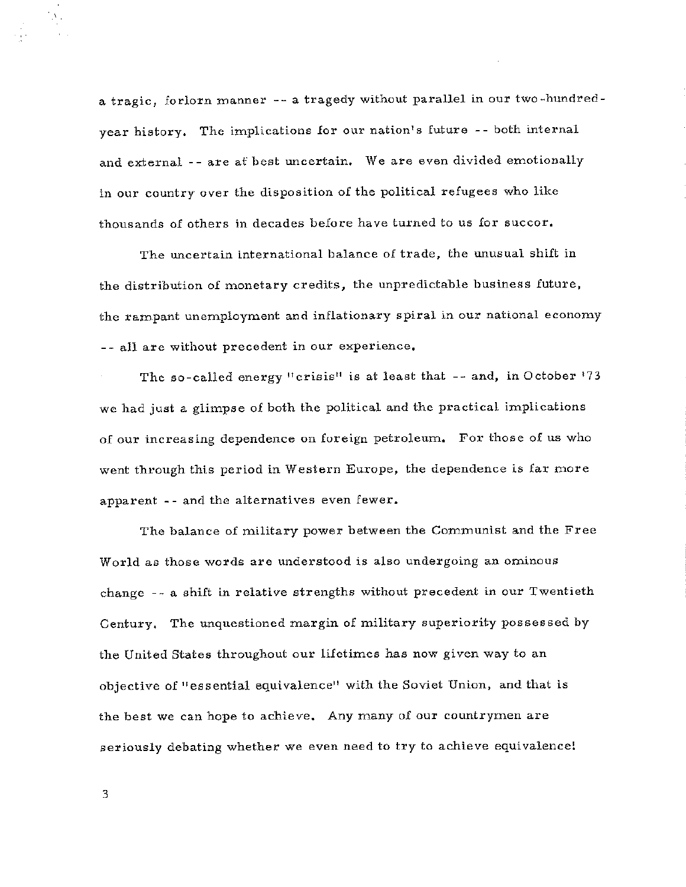a tragic, forlorn manner -- a tragedy without parallel in our two-hundred-year history. The implications for our nation's future -- both internal and external -- are at best uncertain. We are even divided emotionally in our country over the disposition of the political refugees who like thousands of others in decades before have turned to us for succor.

The uncertain international balance of trade, the unusual shift in the distribution of monetary credits, the unpredictable business future, the rampant unemployment and inflationary spiral in our national economy -- all are without precedent in our experience.

The so-called energy "crisis" is at least that -- and, in October '73 we had just a glimpse of both the political and the practical implications of our increasing dependence on foreign petroleum. For those of us who went through this period in Western Europe, the dependence is far more apparent -- and the alternatives even fewer.

The balance of military power between the Communist and the Free World as those words are understood is also undergoing an ominous change -- a shift in relative strengths without precedent in our Twentieth Century. The unquestioned margin of military superiority possessed by the United States throughout our lifetimes has now given way to an objective of "essential equivalence" with the Soviet Union, and that is the best we can hope to achieve. Any many of our countrymen are seriously debating whether we even need to try to achieve equivalence!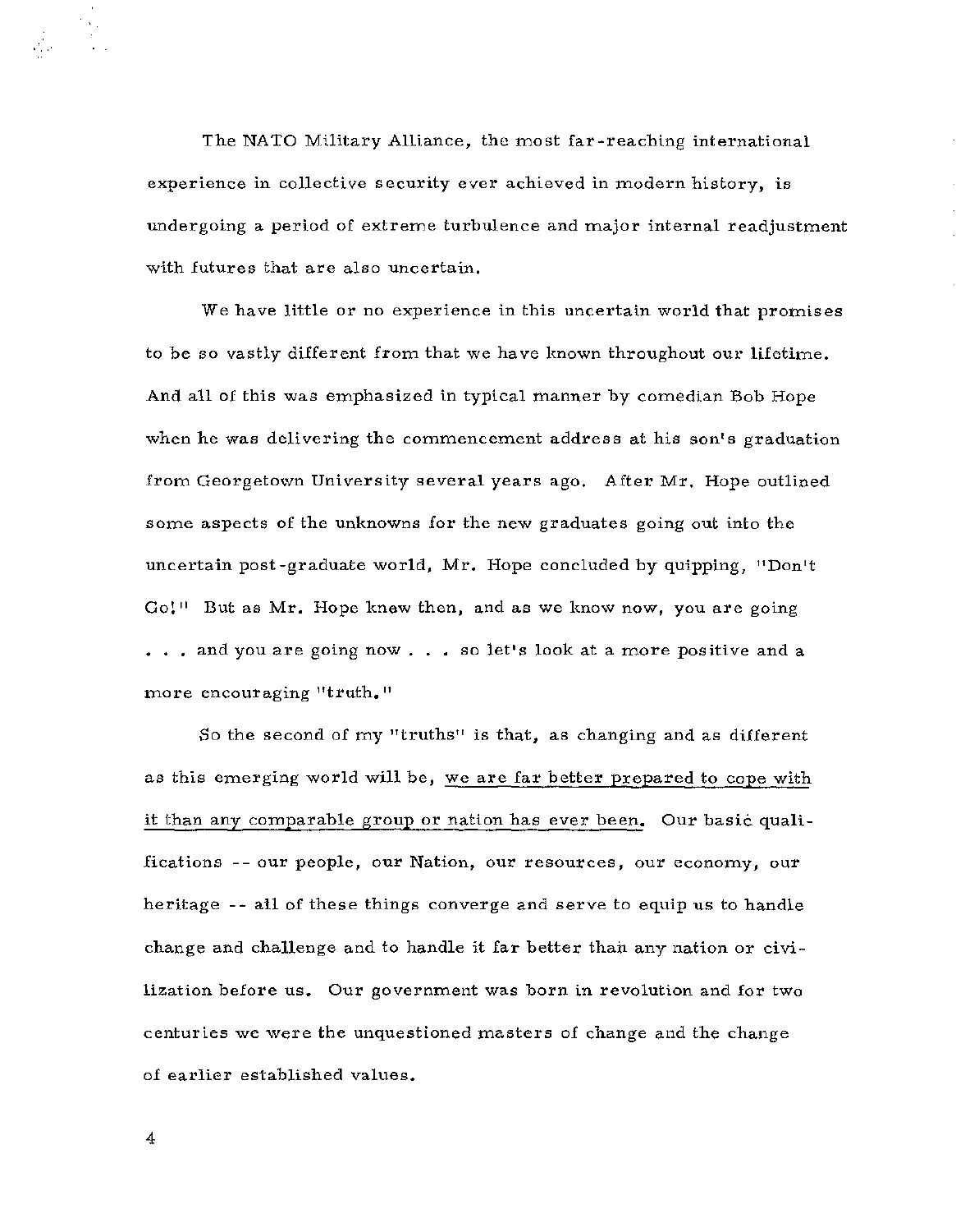The NATO Military Alliance, the most far-reaching international experience in collective security ever achieved in modern history, is undergoing a period of extreme turbulence and major internal readjustment with futures that are also uncertain.

We have little or no experience in this uncertain world that promises to be so vastly different from that we have known throughout our lifetime. And all of this was emphasized in typical manner by comedian Bob Hope when he was delivering the commencement address at his son's graduation from Georgetown University several years ago. After Mr. Hope outlined some aspects of the unknowns for the new graduates going out into the uncertain post-graduate world, Mr. Hope concluded by quipping, "Don't Go!" But as Mr. Hope knew then, and as we know now, you are going . . . and you are going now . . . so let's look at a more positive and a more encouraging "truth."

So the second of my "truths" is that, as changing and as different as this emerging world will be, <u>we are far better prepared to cope with it than any comparable group or nation has ever been.</u> Our basic qualifications -- our people, our Nation, our resources, our economy, our heritage -- all of these things converge and serve to equip us to handle change and challenge and to handle it far better than any nation or civilization before us. Our government was born in revolution and for two centuries we were the unquestioned masters of change and the change of earlier established values.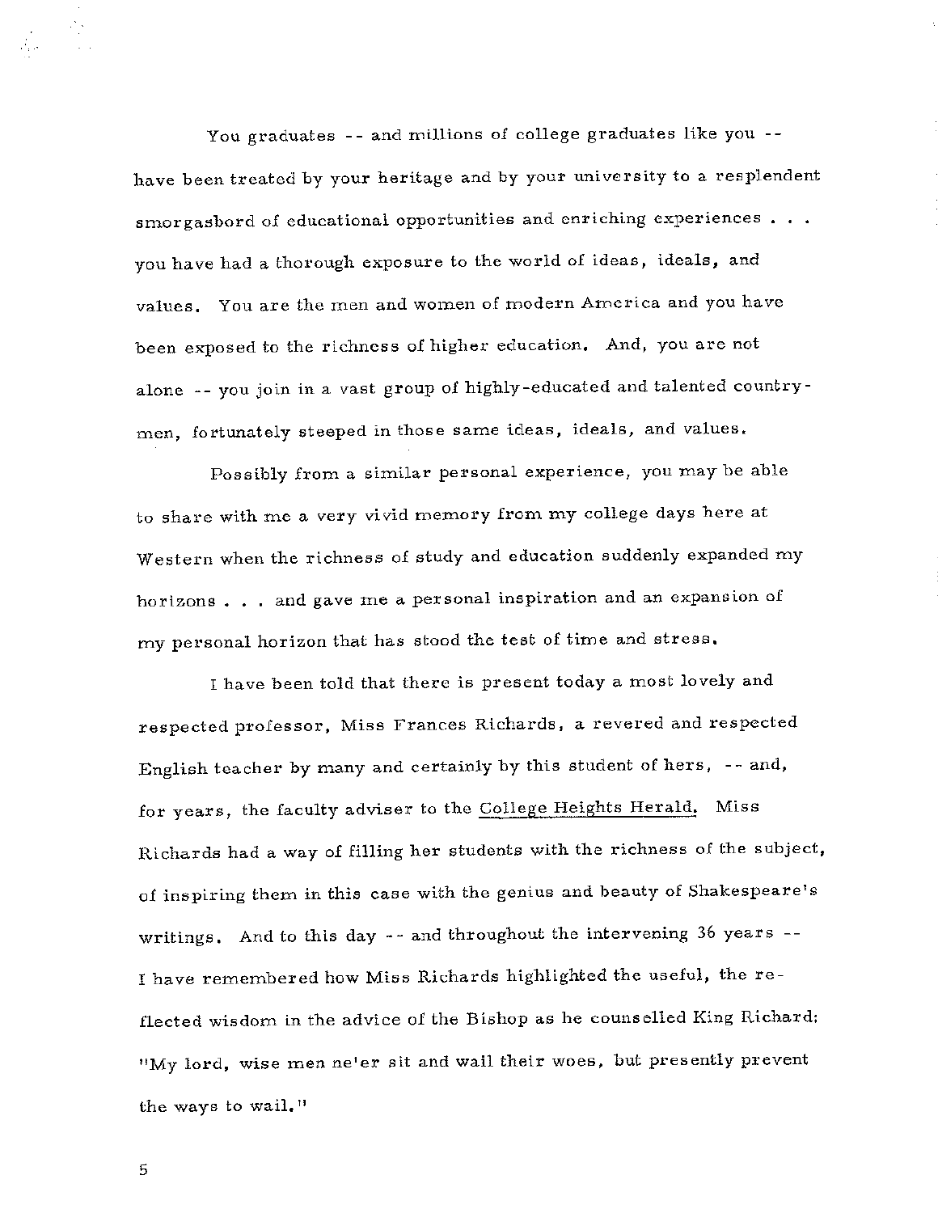You graduates -- and millions of college graduates like you -- have been treated by your heritage and by your university to a resplendent smorgasbord of educational opportunities and enriching experiences . . . you have had a thorough exposure to the world of ideas, ideals, and values. You are the men and women of modern America and you have been exposed to the richness of higher education. And, you are not alone -- you join in a vast group of highly-educated and talented countrymen, fortunately steeped in those same ideas, ideals, and values.

Possibly from a similar personal experience, you may be able to share with me a very vivid memory from my college days here at Western when the richness of study and education suddenly expanded my horizons . . . and gave me a personal inspiration and an expansion of my personal horizon that has stood the test of time and stress.

I have been told that there is present today a most lovely and respected professor, Miss Frances Richards, a revered and respected English teacher by many and certainly by this student of hers, -- and, for years, the faculty adviser to the College Heights Herald. Miss Richards had a way of filling her students with the richness of the subject, of inspiring them in this case with the genius and beauty of Shakespeare's writings. And to this day -- and throughout the intervening 36 years -- I have remembered how Miss Richards highlighted the useful, the reflected wisdom in the advice of the Bishop as he counselled King Richard: "My lord, wise men ne'er sit and wail their woes, but presently prevent the ways to wail."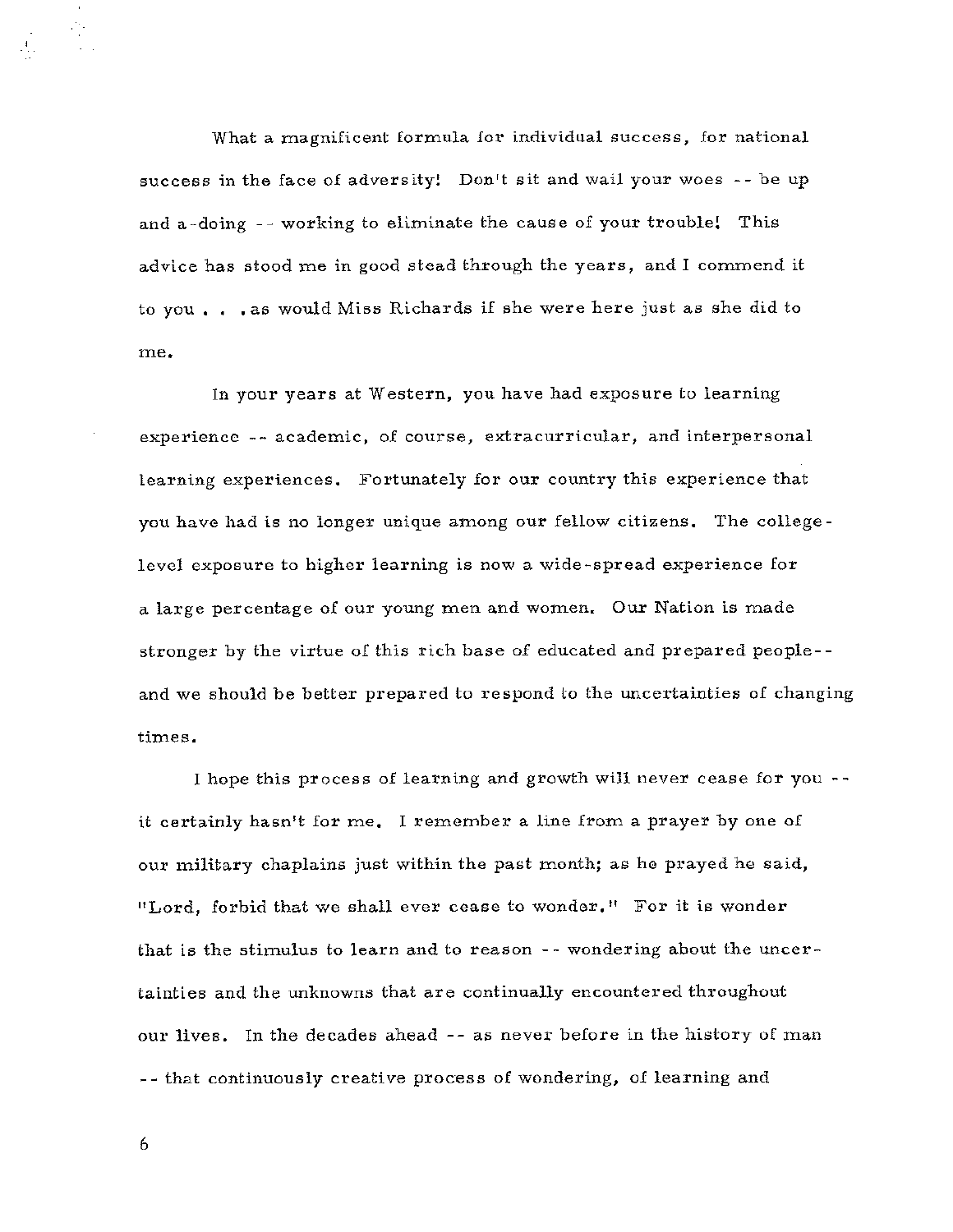What a magnificent formula for individual success, for national success in the face of adversity! Don't sit and wail your woes -- be up and a-doing -- working to eliminate the cause of your trouble! This advice has stood me in good stead through the years, and I commend it to you . . . as would Miss Richards if she were here just as she did to me.

In your years at Western, you have had exposure to learning experience -- academic, of course, extracurricular, and interpersonal learning experiences. Fortunately for our country this experience that you have had is no longer unique among our fellow citizens. The college-level exposure to higher learning is now a wide-spread experience for a large percentage of our young men and women. Our Nation is made stronger by the virtue of this rich base of educated and prepared people-- and we should be better prepared to respond to the uncertainties of changing times.

I hope this process of learning and growth will never cease for you -- it certainly hasn't for me. I remember a line from a prayer by one of our military chaplains just within the past month; as he prayed he said, "Lord, forbid that we shall ever cease to wonder." For it is wonder that is the stimulus to learn and to reason -- wondering about the uncertainties and the unknowns that are continually encountered throughout our lives. In the decades ahead -- as never before in the history of man -- that continuously creative process of wondering, of learning and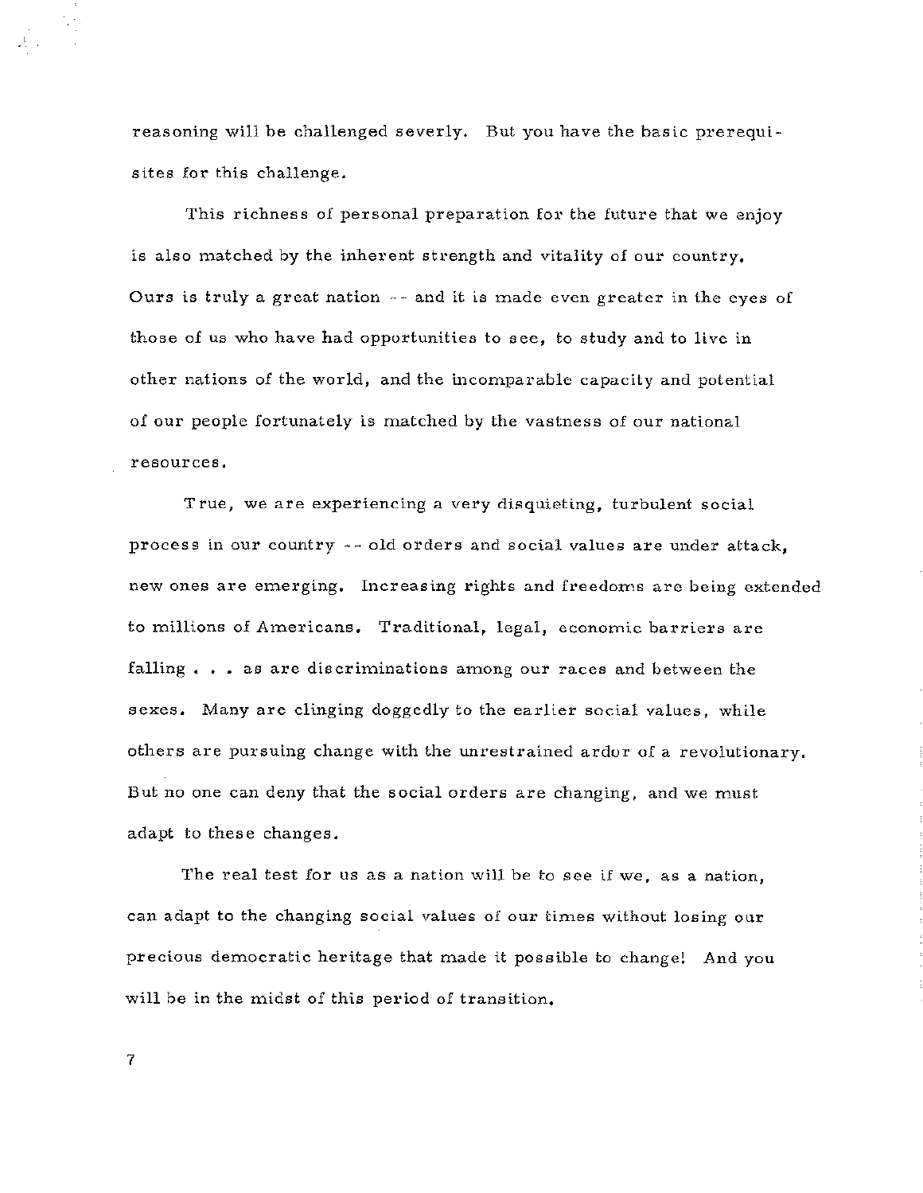reasoning will be challenged severly. But you have the basic prerequisites for this challenge.

This richness of personal preparation for the future that we enjoy is also matched by the inherent strength and vitality of our country. Ours is truly a great nation -- and it is made even greater in the eyes of those of us who have had opportunities to see, to study and to live in other nations of the world, and the incomparable capacity and potential of our people fortunately is matched by the vastness of our national resources.

True, we are experiencing a very disquieting, turbulent social process in our country -- old orders and social values are under attack, new ones are emerging. Increasing rights and freedoms are being extended to millions of Americans. Traditional, legal, economic barriers are falling . . . as are discriminations among our races and between the sexes. Many are clinging doggedly to the earlier social values, while others are pursuing change with the unrestrained ardor of a revolutionary. But no one can deny that the social orders are changing, and we must adapt to these changes.

The real test for us as a nation will be to see if we, as a nation, can adapt to the changing social values of our times without losing our precious democratic heritage that made it possible to change! And you will be in the midst of this period of transition.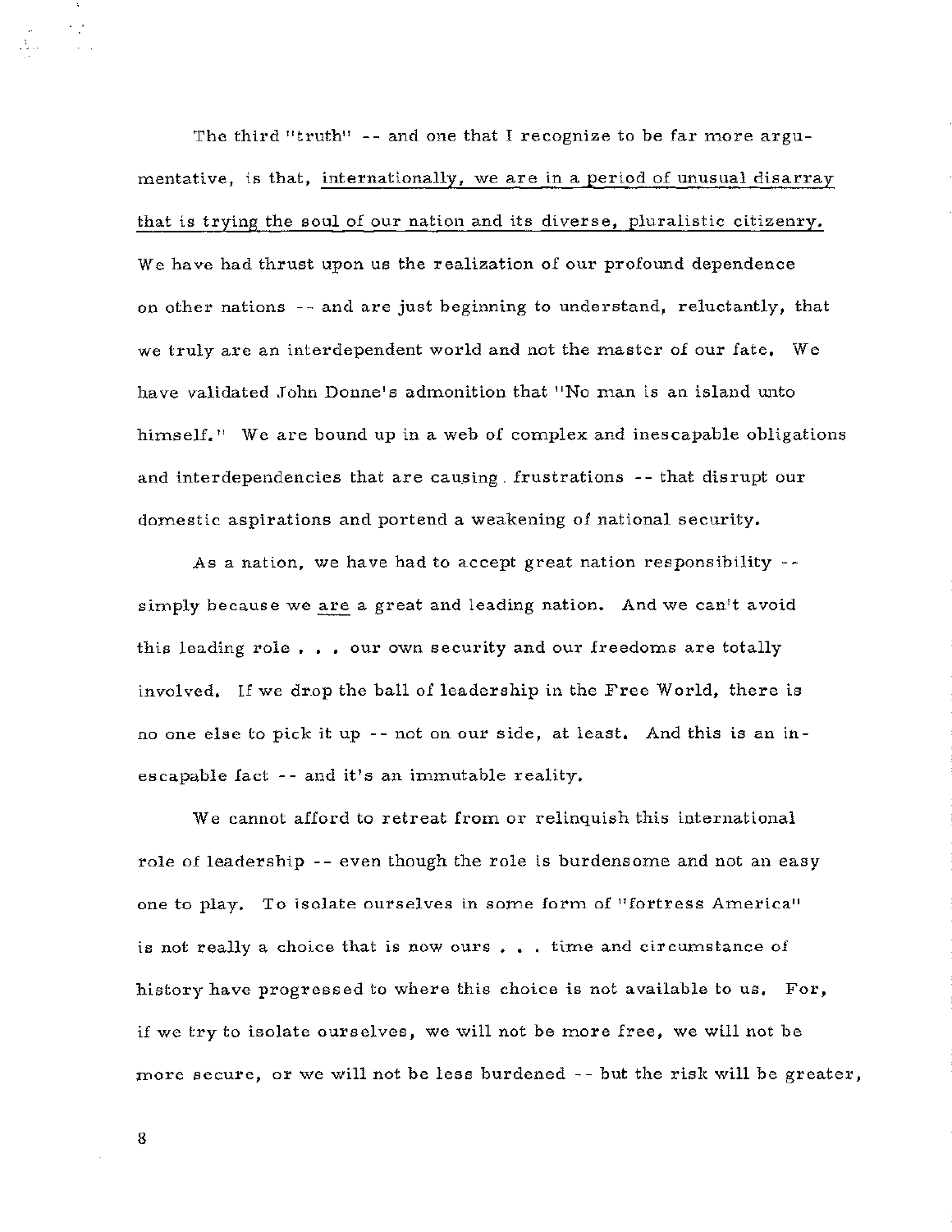The third "truth" -- and one that I recognize to be far more argumentative, is that, <u>internationally, we are in a period of unusual disarray that is trying the soul of our nation and its diverse, pluralistic citizenry.</u> We have had thrust upon us the realization of our profound dependence on other nations -- and are just beginning to understand, reluctantly, that we truly are an interdependent world and not the master of our fate. We have validated John Donne's admonition that "No man is an island unto himself." We are bound up in a web of complex and inescapable obligations and interdependencies that are causing frustrations -- that disrupt our domestic aspirations and portend a weakening of national security.

As a nation, we have had to accept great nation responsibility -- simply because we <u>are</u> a great and leading nation. And we can't avoid this leading role . . . our own security and our freedoms are totally involved. If we drop the ball of leadership in the Free World, there is no one else to pick it up -- not on our side, at least. And this is an inescapable fact -- and it's an immutable reality.

We cannot afford to retreat from or relinquish this international role of leadership -- even though the role is burdensome and not an easy one to play. To isolate ourselves in some form of "fortress America" is not really a choice that is now ours . . . time and circumstance of history have progressed to where this choice is not available to us. For, if we try to isolate ourselves, we will not be more free, we will not be more secure, or we will not be less burdened -- but the risk will be greater,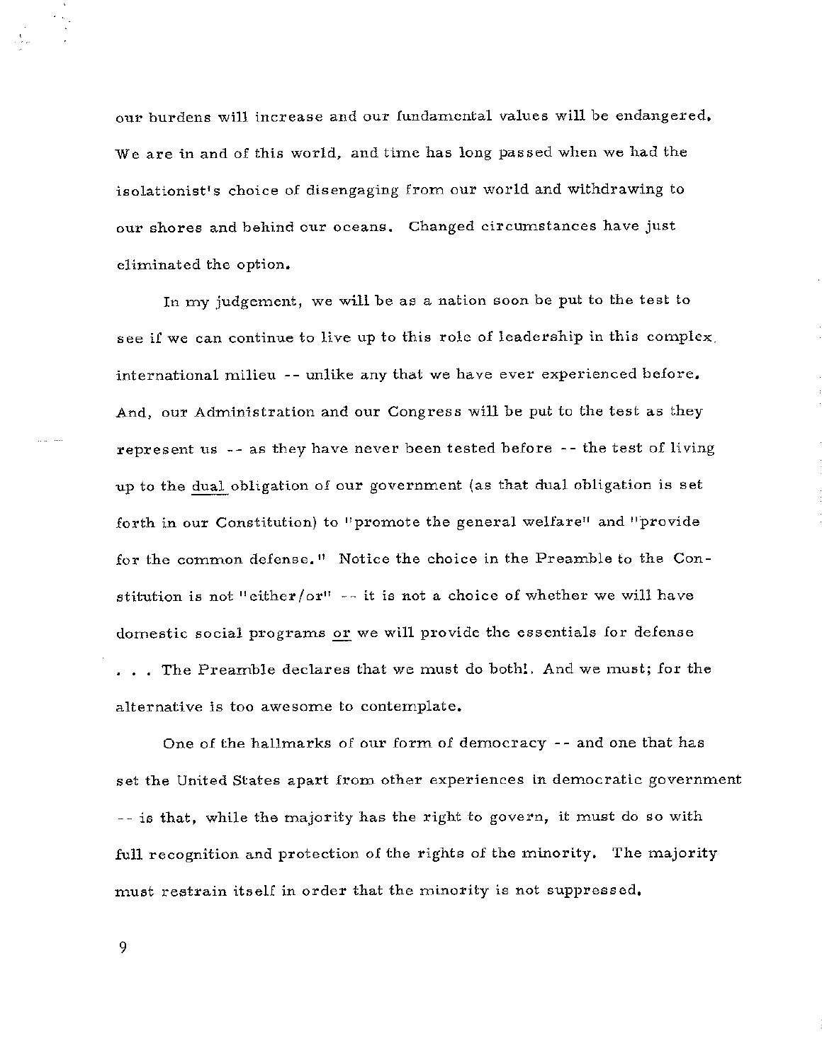our burdens will increase and our fundamental values will be endangered. We are in and of this world, and time has long passed when we had the isolationist's choice of disengaging from our world and withdrawing to our shores and behind our oceans. Changed circumstances have just eliminated the option.

In my judgement, we will be as a nation soon be put to the test to see if we can continue to live up to this role of leadership in this complex international milieu -- unlike any that we have ever experienced before. And, our Administration and our Congress will be put to the test as they represent us -- as they have never been tested before -- the test of living up to the <u>dual</u> obligation of our government (as that dual obligation is set forth in our Constitution) to "promote the general welfare" and "provide for the common defense." Notice the choice in the Preamble to the Constitution is not "either/or" -- it is not a choice of whether we will have domestic social programs <u>or</u> we will provide the essentials for defense . . . The Preamble declares that we must do both!. And we must; for the alternative is too awesome to contemplate.

One of the hallmarks of our form of democracy -- and one that has set the United States apart from other experiences in democratic government -- is that, while the majority has the right to govern, it must do so with full recognition and protection of the rights of the minority. The majority must restrain itself in order that the minority is not suppressed.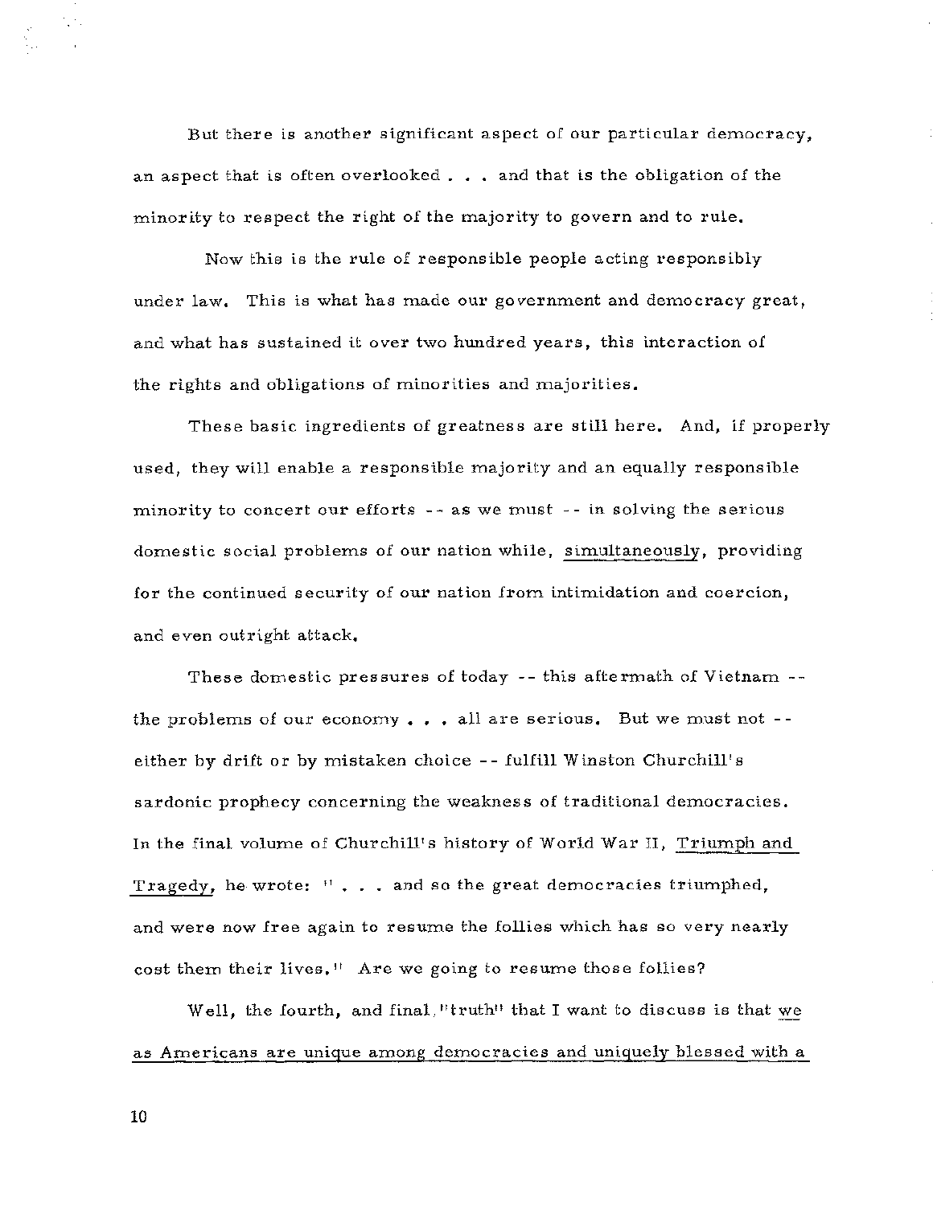But there is another significant aspect of our particular democracy, an aspect that is often overlooked . . . and that is the obligation of the minority to respect the right of the majority to govern and to rule.

Now this is the rule of responsible people acting responsibly under law. This is what has made our government and democracy great, and what has sustained it over two hundred years, this interaction of the rights and obligations of minorities and majorities.

These basic ingredients of greatness are still here. And, if properly used, they will enable a responsible majority and an equally responsible minority to concert our efforts -- as we must -- in solving the serious domestic social problems of our nation while, <u>simultaneously</u>, providing for the continued security of our nation from intimidation and coercion, and even outright attack.

These domestic pressures of today -- this aftermath of Vietnam -- the problems of our economy . . . all are serious. But we must not -- either by drift or by mistaken choice -- fulfill Winston Churchill's sardonic prophecy concerning the weakness of traditional democracies. In the final volume of Churchill's history of World War II, <u>Triumph and Tragedy</u>, he wrote: " . . . and so the great democracies triumphed, and were now free again to resume the follies which has so very nearly cost them their lives." Are we going to resume those follies?

Well, the fourth, and final "truth" that I want to discuss is that <u>we as Americans are unique among democracies and uniquely blessed with a</u>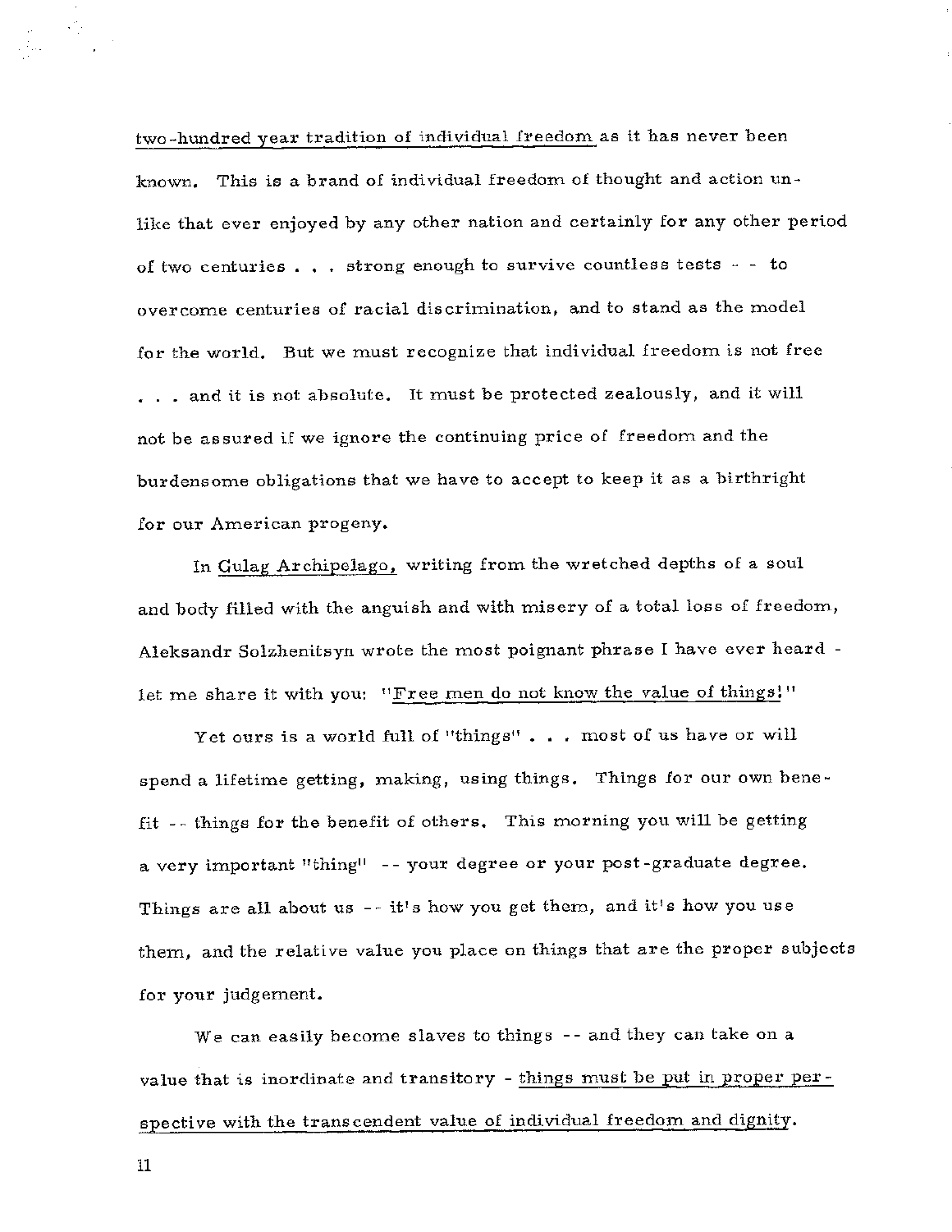two-hundred year tradition of individual freedom as it has never been known. This is a brand of individual freedom of thought and action unlike that ever enjoyed by any other nation and certainly for any other period of two centuries . . . strong enough to survive countless tests - - to overcome centuries of racial discrimination, and to stand as the model for the world. But we must recognize that individual freedom is not free . . . and it is not absolute. It must be protected zealously, and it will not be assured if we ignore the continuing price of freedom and the burdensome obligations that we have to accept to keep it as a birthright for our American progeny.

In Gulag Archipelago, writing from the wretched depths of a soul and body filled with the anguish and with misery of a total loss of freedom, Aleksandr Solzhenitsyn wrote the most poignant phrase I have ever heard - let me share it with you: "Free men do not know the value of things!"

Yet ours is a world full of "things" . . . most of us have or will spend a lifetime getting, making, using things. Things for our own benefit -- things for the benefit of others. This morning you will be getting a very important "thing" -- your degree or your post-graduate degree. Things are all about us -- it's how you get them, and it's how you use them, and the relative value you place on things that are the proper subjects for your judgement.

We can easily become slaves to things -- and they can take on a value that is inordinate and transitory - things must be put in proper perspective with the transcendent value of individual freedom and dignity.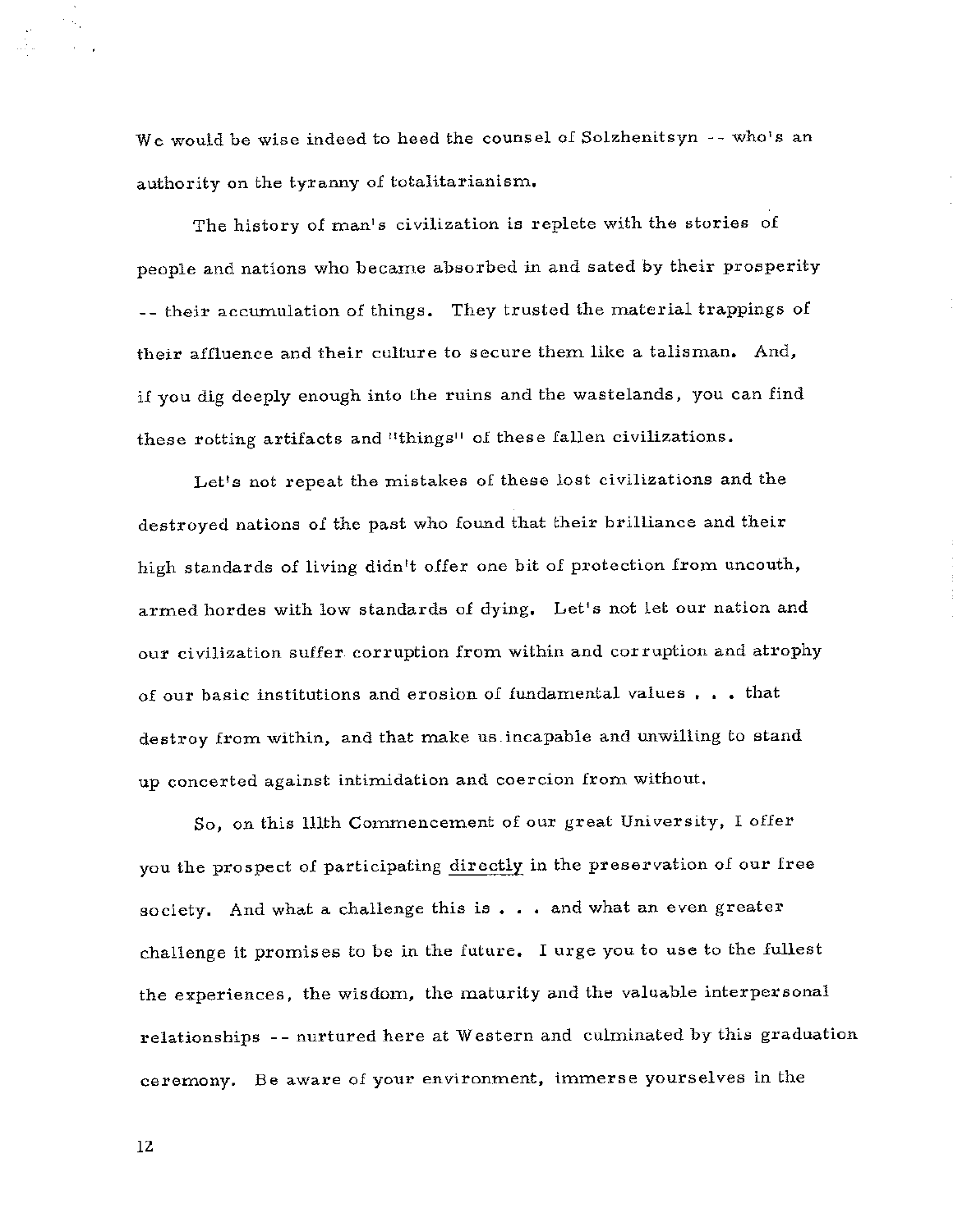We would be wise indeed to heed the counsel of Solzhenitsyn -- who's an authority on the tyranny of totalitarianism.

The history of man's civilization is replete with the stories of people and nations who became absorbed in and sated by their prosperity -- their accumulation of things. They trusted the material trappings of their affluence and their culture to secure them like a talisman. And, if you dig deeply enough into the ruins and the wastelands, you can find these rotting artifacts and "things" of these fallen civilizations.

Let's not repeat the mistakes of these lost civilizations and the destroyed nations of the past who found that their brilliance and their high standards of living didn't offer one bit of protection from uncouth, armed hordes with low standards of dying. Let's not let our nation and our civilization suffer corruption from within and corruption and atrophy of our basic institutions and erosion of fundamental values . . . that destroy from within, and that make us incapable and unwilling to stand up concerted against intimidation and coercion from without.

So, on this 111th Commencement of our great University, I offer you the prospect of participating <u>directly</u> in the preservation of our free society. And what a challenge this is . . . and what an even greater challenge it promises to be in the future. I urge you to use to the fullest the experiences, the wisdom, the maturity and the valuable interpersonal relationships -- nurtured here at Western and culminated by this graduation ceremony. Be aware of your environment, immerse yourselves in the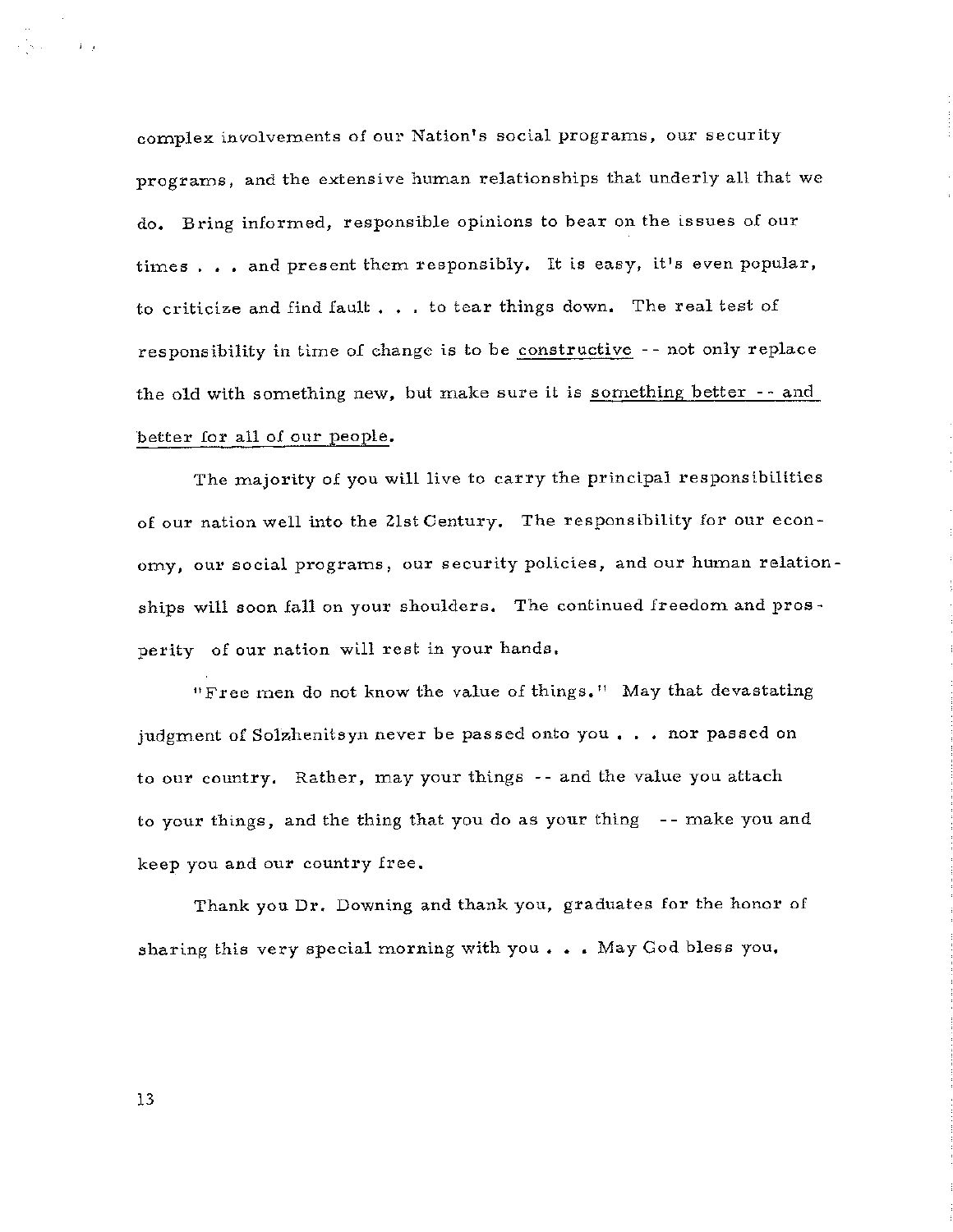complex involvements of our Nation's social programs, our security programs, and the extensive human relationships that underly all that we do. Bring informed, responsible opinions to bear on the issues of our times . . . and present them responsibly. It is easy, it's even popular, to criticize and find fault . . . to tear things down. The real test of responsibility in time of change is to be <u>constructive</u> -- not only replace the old with something new, but make sure it is <u>something better -- and better for all of our people</u>.

The majority of you will live to carry the principal responsibilities of our nation well into the 21st Century. The responsibility for our economy, our social programs, our security policies, and our human relationships will soon fall on your shoulders. The continued freedom and prosperity of our nation will rest in your hands.

"Free men do not know the value of things." May that devastating judgment of Solzhenitsyn never be passed onto you . . . nor passed on to our country. Rather, may your things -- and the value you attach to your things, and the thing that you do as your thing -- make you and keep you and our country free.

Thank you Dr. Downing and thank you, graduates for the honor of sharing this very special morning with you . . . May God bless you.